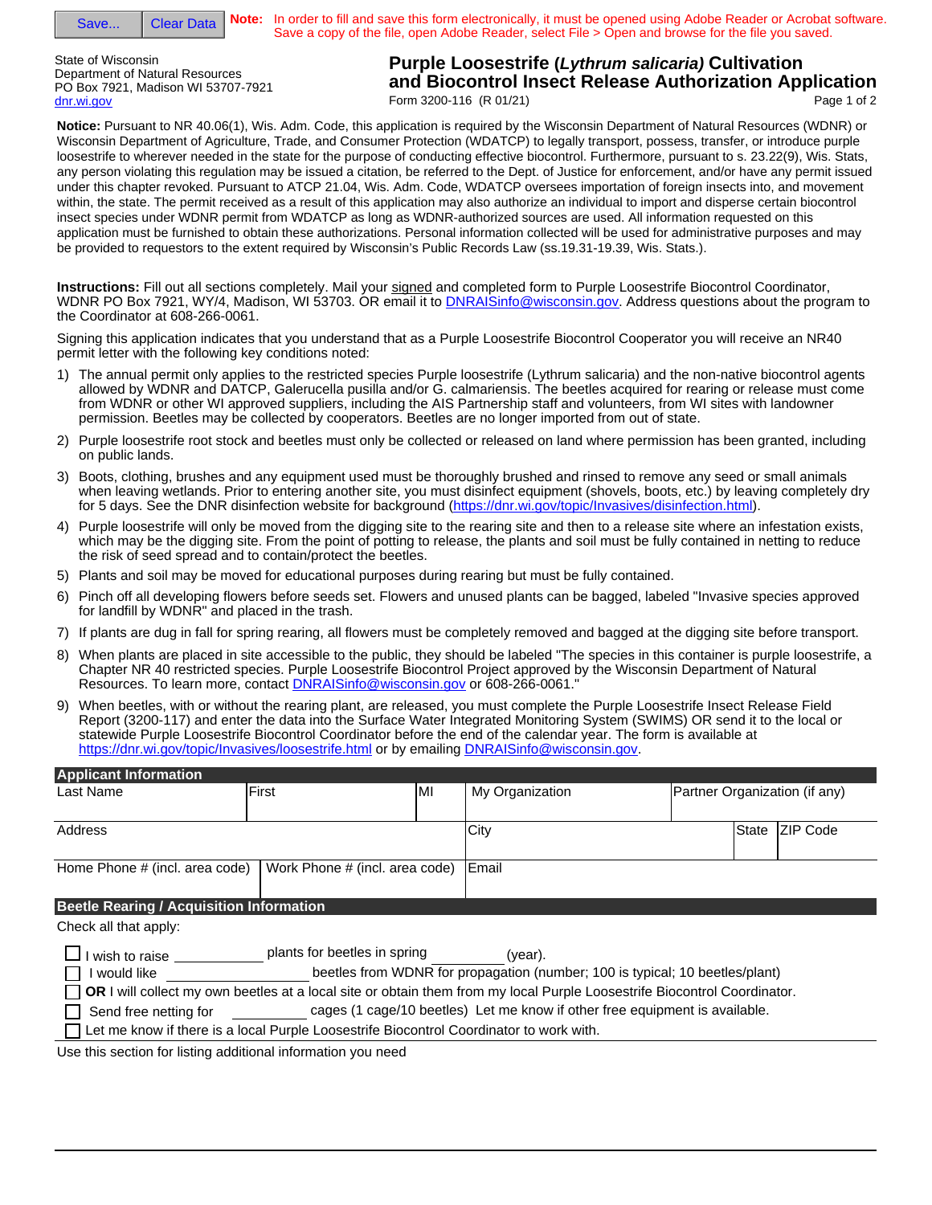Save... Clear Data **Note:** In order to fill and save this form electronically, it must be opened using Adobe Reader or Acrobat software. Save a copy of the file, open Adobe Reader, select File > Open and browse for the file you saved.

State of Wisconsin
Department of Natural Resources
PO Box 7921, Madison WI 53707-7921
dnr.wi.gov

# Purple Loosestrife (*Lythrum salicaria)* Cultivation and Biocontrol Insect Release Authorization Application

Form 3200-116 (R 01/21)

**Notice:** Pursuant to NR 40.06(1), Wis. Adm. Code, this application is required by the Wisconsin Department of Natural Resources (WDNR) or Wisconsin Department of Agriculture, Trade, and Consumer Protection (WDATCP) to legally transport, possess, transfer, or introduce purple loosestrife to wherever needed in the state for the purpose of conducting effective biocontrol. Furthermore, pursuant to s. 23.22(9), Wis. Stats, any person violating this regulation may be issued a citation, be referred to the Dept. of Justice for enforcement, and/or have any permit issued under this chapter revoked. Pursuant to ATCP 21.04, Wis. Adm. Code, WDATCP oversees importation of foreign insects into, and movement within, the state. The permit received as a result of this application may also authorize an individual to import and disperse certain biocontrol insect species under WDNR permit from WDATCP as long as WDNR-authorized sources are used. All information requested on this application must be furnished to obtain these authorizations. Personal information collected will be used for administrative purposes and may be provided to requestors to the extent required by Wisconsin's Public Records Law (ss.19.31-19.39, Wis. Stats.).

**Instructions:** Fill out all sections completely. Mail your signed and completed form to Purple Loosestrife Biocontrol Coordinator, WDNR PO Box 7921, WY/4, Madison, WI 53703. OR email it to DNRAISinfo@wisconsin.gov. Address questions about the program to the Coordinator at 608-266-0061.

Signing this application indicates that you understand that as a Purple Loosestrife Biocontrol Cooperator you will receive an NR40 permit letter with the following key conditions noted:

1) The annual permit only applies to the restricted species Purple loosestrife (Lythrum salicaria) and the non-native biocontrol agents allowed by WDNR and DATCP, Galerucella pusilla and/or G. calmariensis. The beetles acquired for rearing or release must come from WDNR or other WI approved suppliers, including the AIS Partnership staff and volunteers, from WI sites with landowner permission. Beetles may be collected by cooperators. Beetles are no longer imported from out of state.
2) Purple loosestrife root stock and beetles must only be collected or released on land where permission has been granted, including on public lands.
3) Boots, clothing, brushes and any equipment used must be thoroughly brushed and rinsed to remove any seed or small animals when leaving wetlands. Prior to entering another site, you must disinfect equipment (shovels, boots, etc.) by leaving completely dry for 5 days. See the DNR disinfection website for background (https://dnr.wi.gov/topic/Invasives/disinfection.html).
4) Purple loosestrife will only be moved from the digging site to the rearing site and then to a release site where an infestation exists, which may be the digging site. From the point of potting to release, the plants and soil must be fully contained in netting to reduce the risk of seed spread and to contain/protect the beetles.
5) Plants and soil may be moved for educational purposes during rearing but must be fully contained.
6) Pinch off all developing flowers before seeds set. Flowers and unused plants can be bagged, labeled "Invasive species approved for landfill by WDNR" and placed in the trash.
7) If plants are dug in fall for spring rearing, all flowers must be completely removed and bagged at the digging site before transport.
8) When plants are placed in site accessible to the public, they should be labeled "The species in this container is purple loosestrife, a Chapter NR 40 restricted species. Purple Loosestrife Biocontrol Project approved by the Wisconsin Department of Natural Resources. To learn more, contact DNRAISinfo@wisconsin.gov or 608-266-0061."
9) When beetles, with or without the rearing plant, are released, you must complete the Purple Loosestrife Insect Release Field Report (3200-117) and enter the data into the Surface Water Integrated Monitoring System (SWIMS) OR send it to the local or statewide Purple Loosestrife Biocontrol Coordinator before the end of the calendar year. The form is available at https://dnr.wi.gov/topic/Invasives/loosestrife.html or by emailing DNRAISinfo@wisconsin.gov.

## Applicant Information

| Last Name | First | MI | My Organization | Partner Organization (if any) |
|---|---|---|---|---|
| | | | | |

| Address | City | State | ZIP Code |
|---|---|---|---|
| | | | |

| Home Phone # (incl. area code) | Work Phone # (incl. area code) | Email |
|---|---|---|
| | | |

## Beetle Rearing / Acquisition Information

Check all that apply:

- ☐ I wish to raise ____________ plants for beetles in spring __________ (year).
- ☐ I would like ______________ beetles from WDNR for propagation (number; 100 is typical; 10 beetles/plant)
- ☐ **OR** I will collect my own beetles at a local site or obtain them from my local Purple Loosestrife Biocontrol Coordinator.
- ☐ Send free netting for __________ cages (1 cage/10 beetles) Let me know if other free equipment is available.
- ☐ Let me know if there is a local Purple Loosestrife Biocontrol Coordinator to work with.

Use this section for listing additional information you need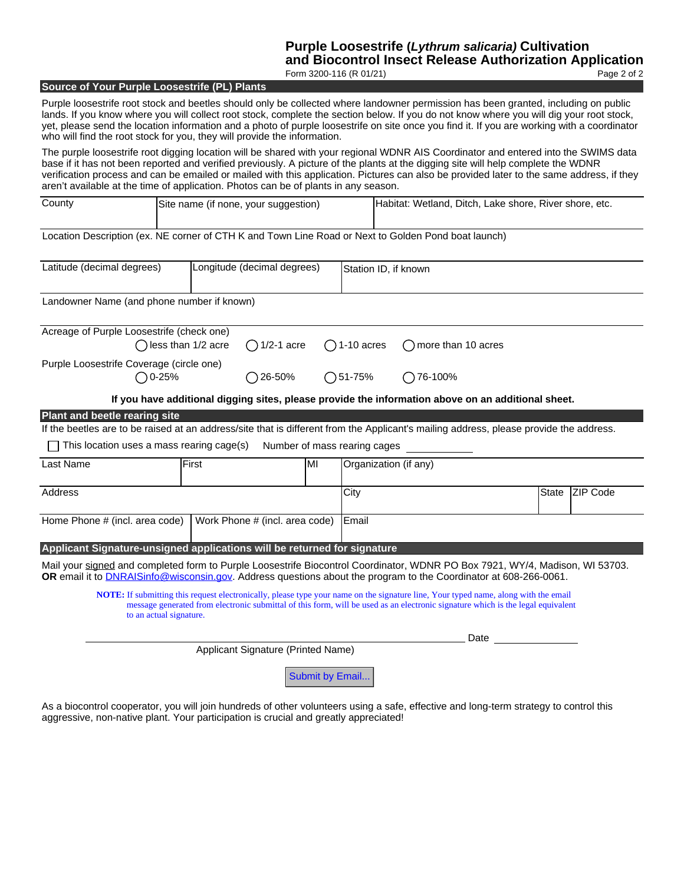# Purple Loosestrife (*Lythrum salicaria)* Cultivation and Biocontrol Insect Release Authorization Application

Form 3200-116 (R 01/21)

## Source of Your Purple Loosestrife (PL) Plants

Purple loosestrife root stock and beetles should only be collected where landowner permission has been granted, including on public lands. If you know where you will collect root stock, complete the section below. If you do not know where you will dig your root stock, yet, please send the location information and a photo of purple loosestrife on site once you find it. If you are working with a coordinator who will find the root stock for you, they will provide the information.

The purple loosestrife root digging location will be shared with your regional WDNR AIS Coordinator and entered into the SWIMS data base if it has not been reported and verified previously. A picture of the plants at the digging site will help complete the WDNR verification process and can be emailed or mailed with this application. Pictures can also be provided later to the same address, if they aren't available at the time of application. Photos can be of plants in any season.

| County | Site name (if none, your suggestion) | Habitat: Wetland, Ditch, Lake shore, River shore, etc. |
|---|---|---|
| | | |

Location Description (ex. NE corner of CTH K and Town Line Road or Next to Golden Pond boat launch)

| Latitude (decimal degrees) | Longitude (decimal degrees) | Station ID, if known |
|---|---|---|
| | | |

Landowner Name (and phone number if known)

Acreage of Purple Loosestrife (check one)

◯ less than 1/2 acre ◯ 1/2-1 acre ◯ 1-10 acres ◯ more than 10 acres

Purple Loosestrife Coverage (circle one)

◯ 0-25% ◯ 26-50% ◯ 51-75% ◯ 76-100%

**If you have additional digging sites, please provide the information above on an additional sheet.**

## Plant and beetle rearing site

If the beetles are to be raised at an address/site that is different from the Applicant's mailing address, please provide the address.

☐ This location uses a mass rearing cage(s) Number of mass rearing cages ____________

| Last Name | First | MI | Organization (if any) | | |
|---|---|---|---|---|---|
| Address | | | City | State | ZIP Code |
| Home Phone # (incl. area code) | Work Phone # (incl. area code) | | Email | | |

## Applicant Signature-unsigned applications will be returned for signature

Mail your signed and completed form to Purple Loosestrife Biocontrol Coordinator, WDNR PO Box 7921, WY/4, Madison, WI 53703. **OR** email it to DNRAISinfo@wisconsin.gov. Address questions about the program to the Coordinator at 608-266-0061.

**NOTE:** If submitting this request electronically, please type your name on the signature line, Your typed name, along with the email message generated from electronic submittal of this form, will be used as an electronic signature which is the legal equivalent to an actual signature.

______________________________________________ Date ____________

Applicant Signature (Printed Name)

Submit by Email...

As a biocontrol cooperator, you will join hundreds of other volunteers using a safe, effective and long-term strategy to control this aggressive, non-native plant. Your participation is crucial and greatly appreciated!